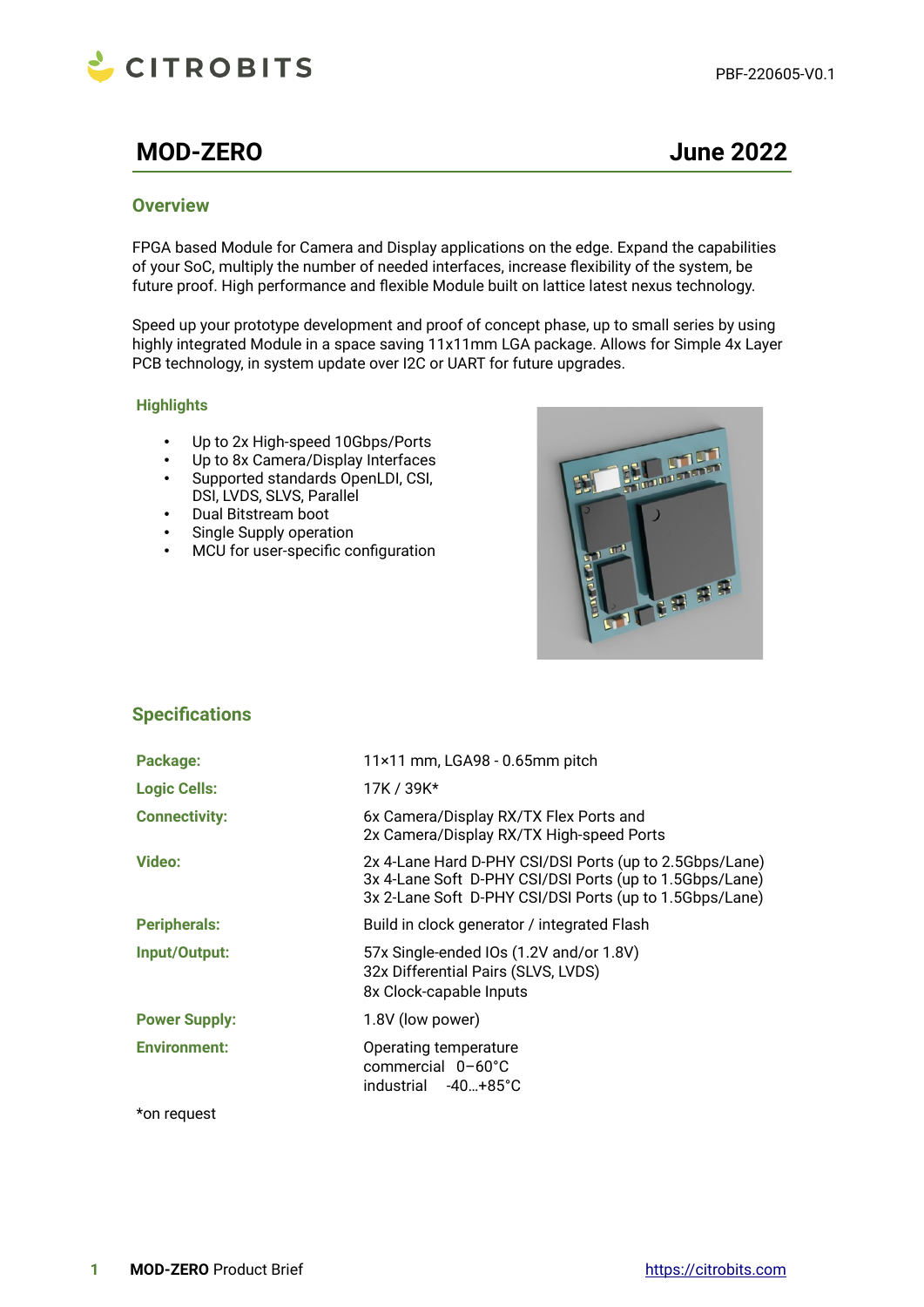CITROBITS

PBF-220605-V0.1

# MOD-ZERO June 2022

## Overview

FPGA based Module for Camera and Display applications on the edge. Expand the capabilities of your SoC, multiply the number of needed interfaces, increase flexibility of the system, be future proof. High performance and flexible Module built on lattice latest nexus technology.

Speed up your prototype development and proof of concept phase, up to small series by using highly integrated Module in a space saving 11x11mm LGA package. Allows for Simple 4x Layer PCB technology, in system update over I2C or UART for future upgrades.

### Highlights

- Up to 2x High-speed 10Gbps/Ports
- Up to 8x Camera/Display Interfaces
- Supported standards OpenLDI, CSI, DSI, LVDS, SLVS, Parallel
- Dual Bitstream boot
- Single Supply operation
- MCU for user-specific configuration

## Specifications

| | |
|---|---|
| **Package:** | 11×11 mm, LGA98 - 0.65mm pitch |
| **Logic Cells:** | 17K / 39K* |
| **Connectivity:** | 6x Camera/Display RX/TX Flex Ports and<br>2x Camera/Display RX/TX High-speed Ports |
| **Video:** | 2x 4-Lane Hard D-PHY CSI/DSI Ports (up to 2.5Gbps/Lane)<br>3x 4-Lane Soft D-PHY CSI/DSI Ports (up to 1.5Gbps/Lane)<br>3x 2-Lane Soft D-PHY CSI/DSI Ports (up to 1.5Gbps/Lane) |
| **Peripherals:** | Build in clock generator / integrated Flash |
| **Input/Output:** | 57x Single-ended IOs (1.2V and/or 1.8V)<br>32x Differential Pairs (SLVS, LVDS)<br>8x Clock-capable Inputs |
| **Power Supply:** | 1.8V (low power) |
| **Environment:** | Operating temperature<br>commercial 0–60°C<br>industrial -40…+85°C |

*on request

**MOD-ZERO** Product Brief https://citrobits.com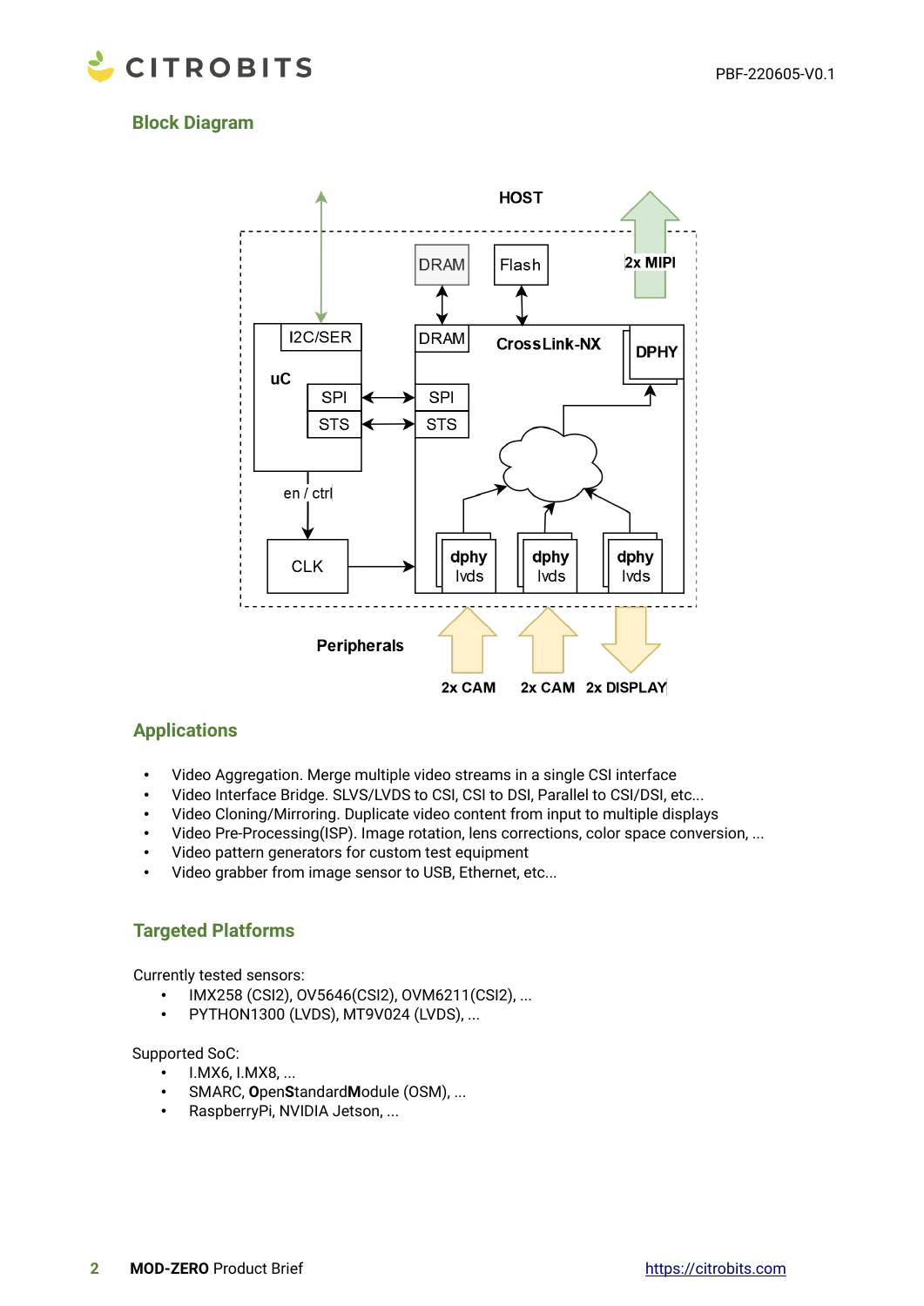## Block Diagram

HOST

DRAM

Flash

2x MIPI

I2C/SER

uC

SPI

STS

DRAM

CrossLink-NX

DPHY

SPI

STS

en / ctrl

CLK

dphy lvds

dphy lvds

dphy lvds

Peripherals

2x CAM

2x CAM

2x DISPLAY

## Applications

- Video Aggregation. Merge multiple video streams in a single CSI interface
- Video Interface Bridge. SLVS/LVDS to CSI, CSI to DSI, Parallel to CSI/DSI, etc...
- Video Cloning/Mirroring. Duplicate video content from input to multiple displays
- Video Pre-Processing(ISP). Image rotation, lens corrections, color space conversion, ...
- Video pattern generators for custom test equipment
- Video grabber from image sensor to USB, Ethernet, etc...

## Targeted Platforms

Currently tested sensors:

- IMX258 (CSI2), OV5646(CSI2), OVM6211(CSI2), ...
- PYTHON1300 (LVDS), MT9V024 (LVDS), ...

Supported SoC:

- I.MX6, I.MX8, ...
- SMARC, **O**pen**S**tandard**M**odule (OSM), ...
- RaspberryPi, NVIDIA Jetson, ...